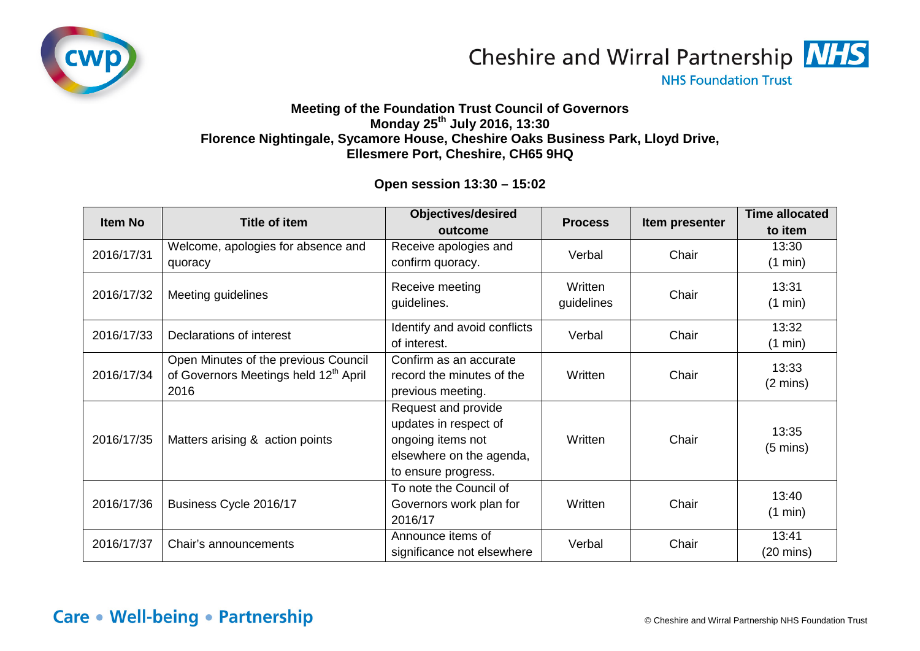Cheshire and Wirral Partnership NHS Foundation Trust

**Meeting of the Foundation Trust Council of Governors**
**Monday 25th July 2016, 13:30**
**Florence Nightingale, Sycamore House, Cheshire Oaks Business Park, Lloyd Drive, Ellesmere Port, Cheshire, CH65 9HQ**

**Open session 13:30 – 15:02**

| Item No | Title of item | Objectives/desired outcome | Process | Item presenter | Time allocated to item |
|---|---|---|---|---|---|
| 2016/17/31 | Welcome, apologies for absence and quoracy | Receive apologies and confirm quoracy. | Verbal | Chair | 13:30 (1 min) |
| 2016/17/32 | Meeting guidelines | Receive meeting guidelines. | Written guidelines | Chair | 13:31 (1 min) |
| 2016/17/33 | Declarations of interest | Identify and avoid conflicts of interest. | Verbal | Chair | 13:32 (1 min) |
| 2016/17/34 | Open Minutes of the previous Council of Governors Meetings held 12th April 2016 | Confirm as an accurate record the minutes of the previous meeting. | Written | Chair | 13:33 (2 mins) |
| 2016/17/35 | Matters arising & action points | Request and provide updates in respect of ongoing items not elsewhere on the agenda, to ensure progress. | Written | Chair | 13:35 (5 mins) |
| 2016/17/36 | Business Cycle 2016/17 | To note the Council of Governors work plan for 2016/17 | Written | Chair | 13:40 (1 min) |
| 2016/17/37 | Chair's announcements | Announce items of significance not elsewhere | Verbal | Chair | 13:41 (20 mins) |

Care • Well-being • Partnership

© Cheshire and Wirral Partnership NHS Foundation Trust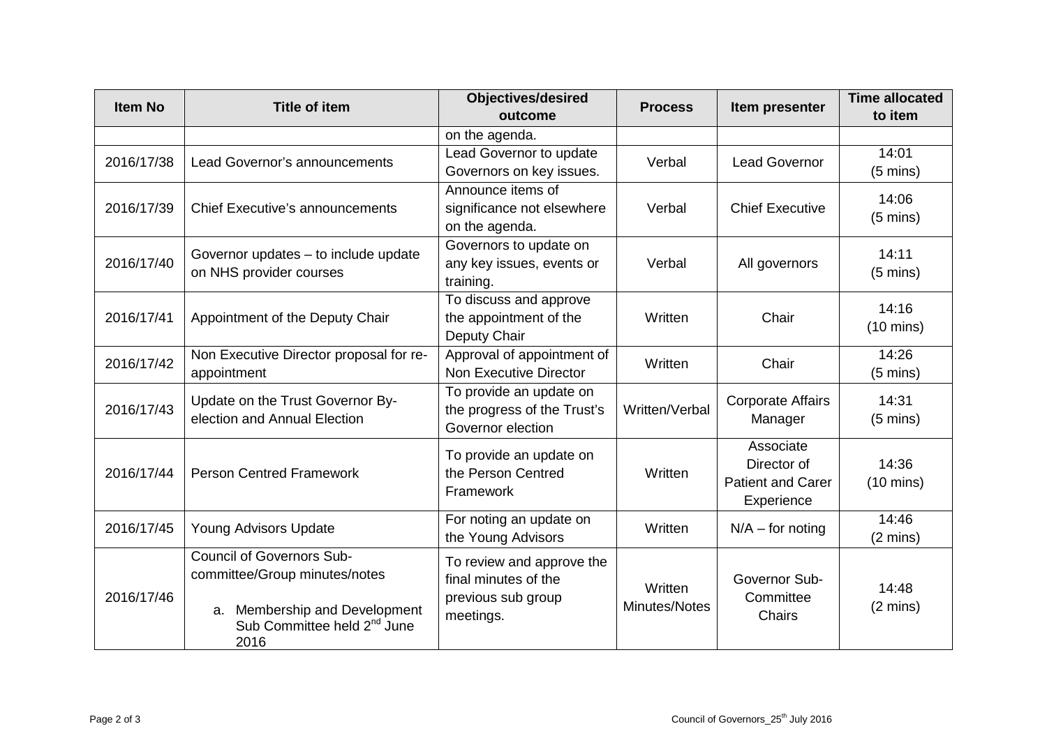| Item No | Title of item | Objectives/desired outcome | Process | Item presenter | Time allocated to item |
|---|---|---|---|---|---|
| | | on the agenda. | | | |
| 2016/17/38 | Lead Governor's announcements | Lead Governor to update Governors on key issues. | Verbal | Lead Governor | 14:01 (5 mins) |
| 2016/17/39 | Chief Executive's announcements | Announce items of significance not elsewhere on the agenda. | Verbal | Chief Executive | 14:06 (5 mins) |
| 2016/17/40 | Governor updates – to include update on NHS provider courses | Governors to update on any key issues, events or training. | Verbal | All governors | 14:11 (5 mins) |
| 2016/17/41 | Appointment of the Deputy Chair | To discuss and approve the appointment of the Deputy Chair | Written | Chair | 14:16 (10 mins) |
| 2016/17/42 | Non Executive Director proposal for re-appointment | Approval of appointment of Non Executive Director | Written | Chair | 14:26 (5 mins) |
| 2016/17/43 | Update on the Trust Governor By-election and Annual Election | To provide an update on the progress of the Trust's Governor election | Written/Verbal | Corporate Affairs Manager | 14:31 (5 mins) |
| 2016/17/44 | Person Centred Framework | To provide an update on the Person Centred Framework | Written | Associate Director of Patient and Carer Experience | 14:36 (10 mins) |
| 2016/17/45 | Young Advisors Update | For noting an update on the Young Advisors | Written | N/A – for noting | 14:46 (2 mins) |
| 2016/17/46 | Council of Governors Sub-committee/Group minutes/notes<br><br>a. Membership and Development Sub Committee held 2nd June 2016 | To review and approve the final minutes of the previous sub group meetings. | Written Minutes/Notes | Governor Sub-Committee Chairs | 14:48 (2 mins) |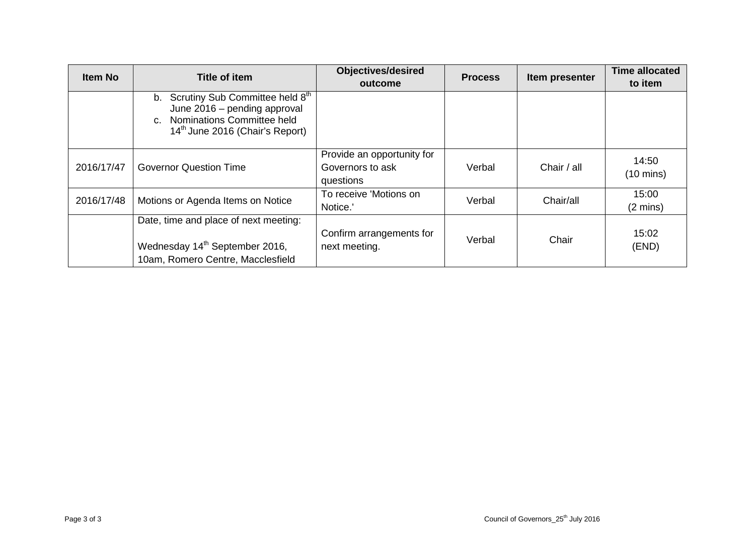| Item No | Title of item | Objectives/desired outcome | Process | Item presenter | Time allocated to item |
|---|---|---|---|---|---|
| | b. Scrutiny Sub Committee held 8th June 2016 – pending approval<br>c. Nominations Committee held 14th June 2016 (Chair's Report) | | | | |
| 2016/17/47 | Governor Question Time | Provide an opportunity for Governors to ask questions | Verbal | Chair / all | 14:50 (10 mins) |
| 2016/17/48 | Motions or Agenda Items on Notice | To receive 'Motions on Notice.' | Verbal | Chair/all | 15:00 (2 mins) |
| | Date, time and place of next meeting:<br><br>Wednesday 14th September 2016, 10am, Romero Centre, Macclesfield | Confirm arrangements for next meeting. | Verbal | Chair | 15:02 (END) |